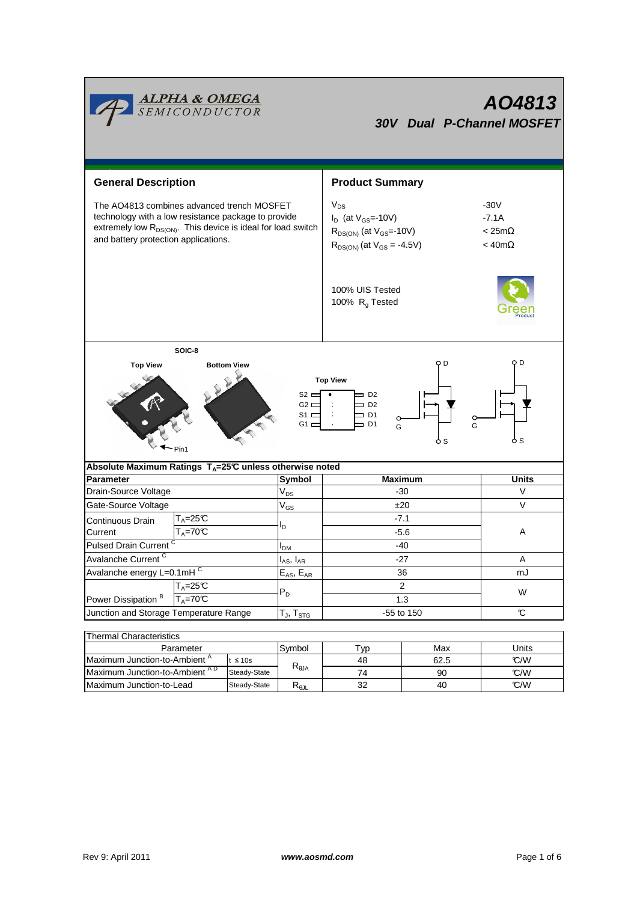# AO4813

## 30V Dual P-Channel MOSFET

## General Description

The AO4813 combines advanced trench MOSFET technology with a low resistance package to provide extremely low $R_{DS(ON)}$. This device is ideal for load switch and battery protection applications.

## Product Summary

| | |
|---|---|
| $V_{DS}$ | -30V |
| $I_D$ (at $V_{GS}$=-10V) | -7.1A |
| $R_{DS(ON)}$ (at $V_{GS}$=-10V) | < 25mΩ |
| $R_{DS(ON)}$ (at $V_{GS}$ = -4.5V) | < 40mΩ |

100% UIS Tested
100% $R_g$ Tested

SOIC-8

Top View    Bottom View    Pin1

Top View

S2 | G2 | S1 | G1 — D2 | D2 | D1 | D1

**Absolute Maximum Ratings $T_A$=25°C unless otherwise noted**

| Parameter | | Symbol | Maximum | Units |
|---|---|---|---|---|
| Drain-Source Voltage | | $V_{DS}$ | -30 | V |
| Gate-Source Voltage | | $V_{GS}$ | ±20 | V |
| Continuous Drain Current | $T_A$=25°C | $I_D$ | -7.1 | A |
| | $T_A$=70°C | | -5.6 | |
| Pulsed Drain Current [C] | | $I_{DM}$ | -40 | |
| Avalanche Current [C] | | $I_{AS}$, $I_{AR}$ | -27 | A |
| Avalanche energy L=0.1mH [C] | | $E_{AS}$, $E_{AR}$ | 36 | mJ |
| Power Dissipation [B] | $T_A$=25°C | $P_D$ | 2 | W |
| | $T_A$=70°C | | 1.3 | |
| Junction and Storage Temperature Range | | $T_J$, $T_{STG}$ | -55 to 150 | °C |

**Thermal Characteristics**

| Parameter | | Symbol | Typ | Max | Units |
|---|---|---|---|---|---|
| Maximum Junction-to-Ambient [A] | t ≤ 10s | $R_{\theta JA}$ | 48 | 62.5 | °C/W |
| Maximum Junction-to-Ambient [A D] | Steady-State | | 74 | 90 | °C/W |
| Maximum Junction-to-Lead | Steady-State | $R_{\theta JL}$ | 32 | 40 | °C/W |

Rev 9: April 2011    www.aosmd.com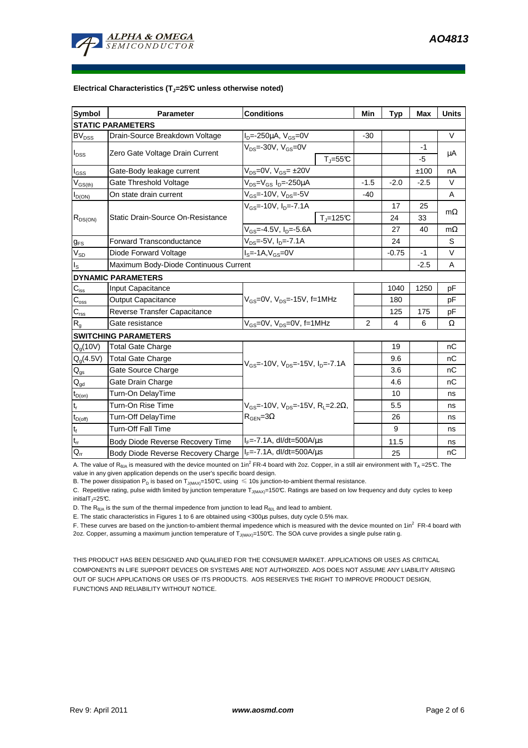**Electrical Characteristics ($T_J$=25°C unless otherwise noted)**

| Symbol | Parameter | Conditions | | Min | Typ | Max | Units |
|---|---|---|---|---|---|---|---|
| **STATIC PARAMETERS** | | | | | | | |
| $BV_{DSS}$ | Drain-Source Breakdown Voltage | $I_D$=-250µA, $V_{GS}$=0V | | -30 | | | V |
| $I_{DSS}$ | Zero Gate Voltage Drain Current | $V_{DS}$=-30V, $V_{GS}$=0V | | | | -1 | µA |
| | | | $T_J$=55°C | | | -5 | |
| $I_{GSS}$ | Gate-Body leakage current | $V_{DS}$=0V, $V_{GS}$= ±20V | | | | ±100 | nA |
| $V_{GS(th)}$ | Gate Threshold Voltage | $V_{DS}$=$V_{GS}$ $I_D$=-250µA | | -1.5 | -2.0 | -2.5 | V |
| $I_{D(ON)}$ | On state drain current | $V_{GS}$=-10V, $V_{DS}$=-5V | | -40 | | | A |
| $R_{DS(ON)}$ | Static Drain-Source On-Resistance | $V_{GS}$=-10V, $I_D$=-7.1A | | | 17 | 25 | mΩ |
| | | | $T_J$=125°C | | 24 | 33 | |
| | | $V_{GS}$=-4.5V, $I_D$=-5.6A | | | 27 | 40 | mΩ |
| $g_{FS}$ | Forward Transconductance | $V_{DS}$=-5V, $I_D$=-7.1A | | | 24 | | S |
| $V_{SD}$ | Diode Forward Voltage | $I_S$=-1A,$V_{GS}$=0V | | | -0.75 | -1 | V |
| $I_S$ | Maximum Body-Diode Continuous Current | | | | | -2.5 | A |
| **DYNAMIC PARAMETERS** | | | | | | | |
| $C_{iss}$ | Input Capacitance | $V_{GS}$=0V, $V_{DS}$=-15V, f=1MHz | | | 1040 | 1250 | pF |
| $C_{oss}$ | Output Capacitance | | | | 180 | | pF |
| $C_{rss}$ | Reverse Transfer Capacitance | | | | 125 | 175 | pF |
| $R_g$ | Gate resistance | $V_{GS}$=0V, $V_{DS}$=0V, f=1MHz | | 2 | 4 | 6 | Ω |
| **SWITCHING PARAMETERS** | | | | | | | |
| $Q_g$(10V) | Total Gate Charge | $V_{GS}$=-10V, $V_{DS}$=-15V, $I_D$=-7.1A | | | 19 | | nC |
| $Q_g$(4.5V) | Total Gate Charge | | | | 9.6 | | nC |
| $Q_{gs}$ | Gate Source Charge | | | | 3.6 | | nC |
| $Q_{gd}$ | Gate Drain Charge | | | | 4.6 | | nC |
| $t_{D(on)}$ | Turn-On DelayTime | $V_{GS}$=-10V, $V_{DS}$=-15V, $R_L$=2.2Ω, $R_{GEN}$=3Ω | | | 10 | | ns |
| $t_r$ | Turn-On Rise Time | | | | 5.5 | | ns |
| $t_{D(off)}$ | Turn-Off DelayTime | | | | 26 | | ns |
| $t_f$ | Turn-Off Fall Time | | | | 9 | | ns |
| $t_{rr}$ | Body Diode Reverse Recovery Time | $I_F$=-7.1A, dI/dt=500A/µs | | | 11.5 | | ns |
| $Q_{rr}$ | Body Diode Reverse Recovery Charge | $I_F$=-7.1A, dI/dt=500A/µs | | | 25 | | nC |

A. The value of $R_{\theta JA}$ is measured with the device mounted on 1in$^2$ FR-4 board with 2oz. Copper, in a still air environment with $T_A$ =25°C. The value in any given application depends on the user's specific board design.

B. The power dissipation $P_D$ is based on $T_{J(MAX)}$=150°C, using ≤ 10s junction-to-ambient thermal resistance.

C. Repetitive rating, pulse width limited by junction temperature $T_{J(MAX)}$=150°C. Ratings are based on low frequency and duty cycles to keep initial$T_J$=25°C.

D. The $R_{\theta JA}$ is the sum of the thermal impedence from junction to lead $R_{\theta JL}$ and lead to ambient.

E. The static characteristics in Figures 1 to 6 are obtained using <300µs pulses, duty cycle 0.5% max.

F. These curves are based on the junction-to-ambient thermal impedence which is measured with the device mounted on 1in$^2$ FR-4 board with 2oz. Copper, assuming a maximum junction temperature of $T_{J(MAX)}$=150°C. The SOA curve provides a single pulse rating.

THIS PRODUCT HAS BEEN DESIGNED AND QUALIFIED FOR THE CONSUMER MARKET. APPLICATIONS OR USES AS CRITICAL COMPONENTS IN LIFE SUPPORT DEVICES OR SYSTEMS ARE NOT AUTHORIZED. AOS DOES NOT ASSUME ANY LIABILITY ARISING OUT OF SUCH APPLICATIONS OR USES OF ITS PRODUCTS. AOS RESERVES THE RIGHT TO IMPROVE PRODUCT DESIGN, FUNCTIONS AND RELIABILITY WITHOUT NOTICE.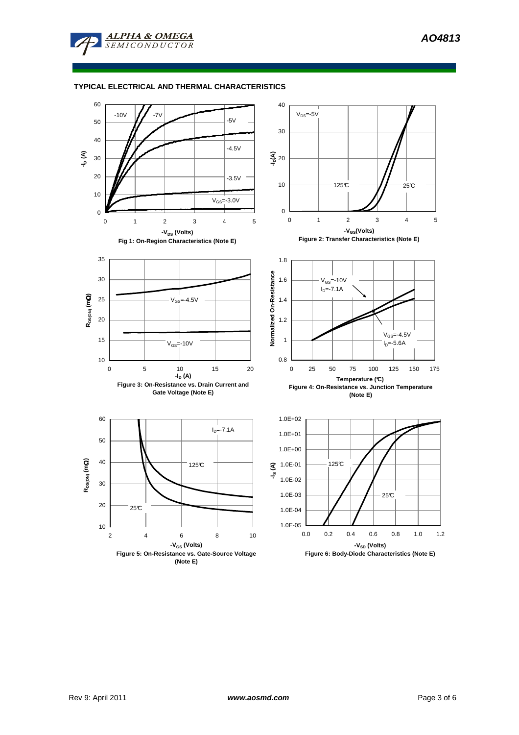## TYPICAL ELECTRICAL AND THERMAL CHARACTERISTICS

Fig 1: On-Region Characteristics (Note E)

Figure 2: Transfer Characteristics (Note E)

Figure 3: On-Resistance vs. Drain Current and Gate Voltage (Note E)

Figure 4: On-Resistance vs. Junction Temperature (Note E)

Figure 5: On-Resistance vs. Gate-Source Voltage (Note E)

Figure 6: Body-Diode Characteristics (Note E)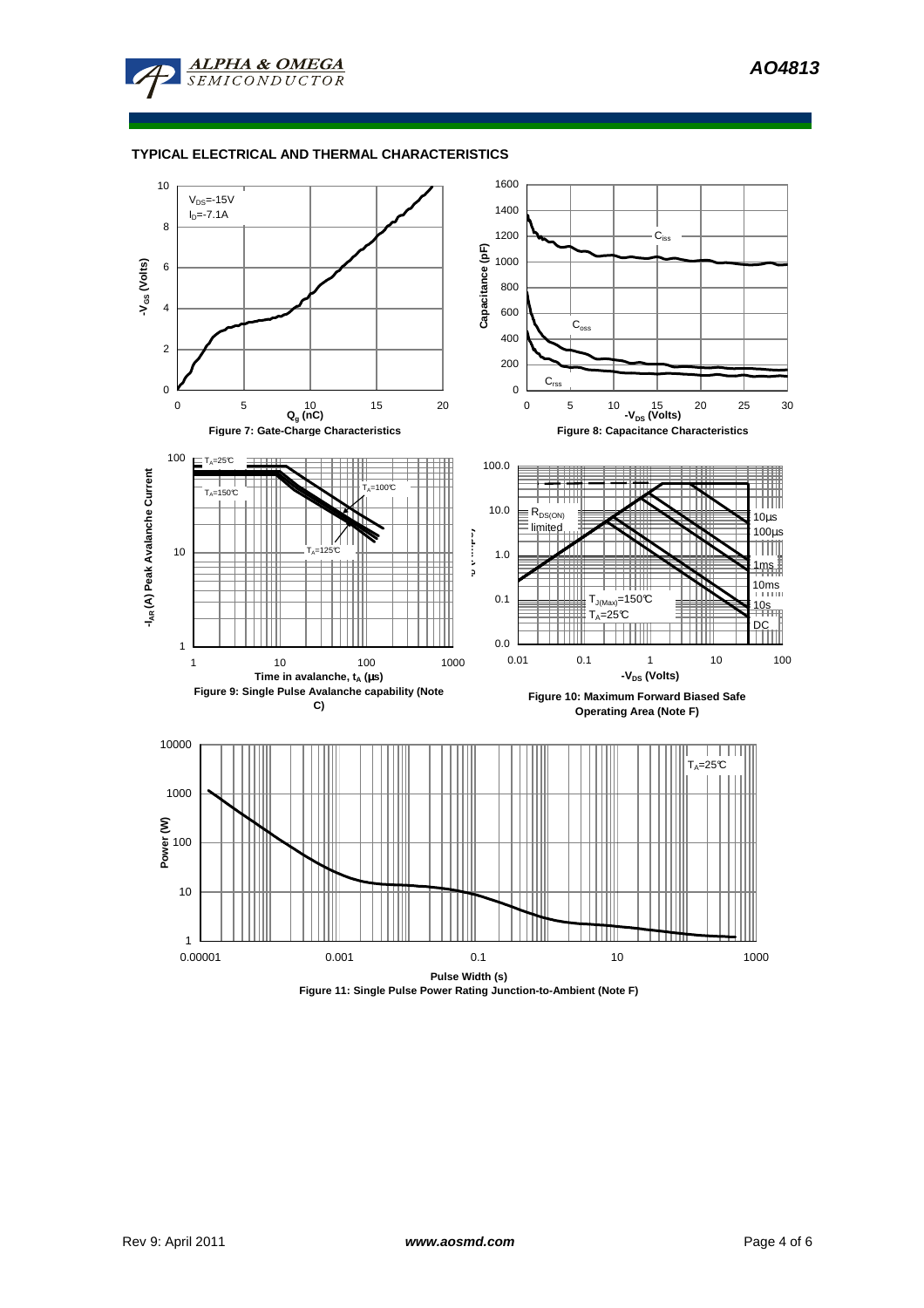## TYPICAL ELECTRICAL AND THERMAL CHARACTERISTICS

Figure 7: Gate-Charge Characteristics

Figure 8: Capacitance Characteristics

Figure 9: Single Pulse Avalanche capability (Note C)

Figure 10: Maximum Forward Biased Safe Operating Area (Note F)

Figure 11: Single Pulse Power Rating Junction-to-Ambient (Note F)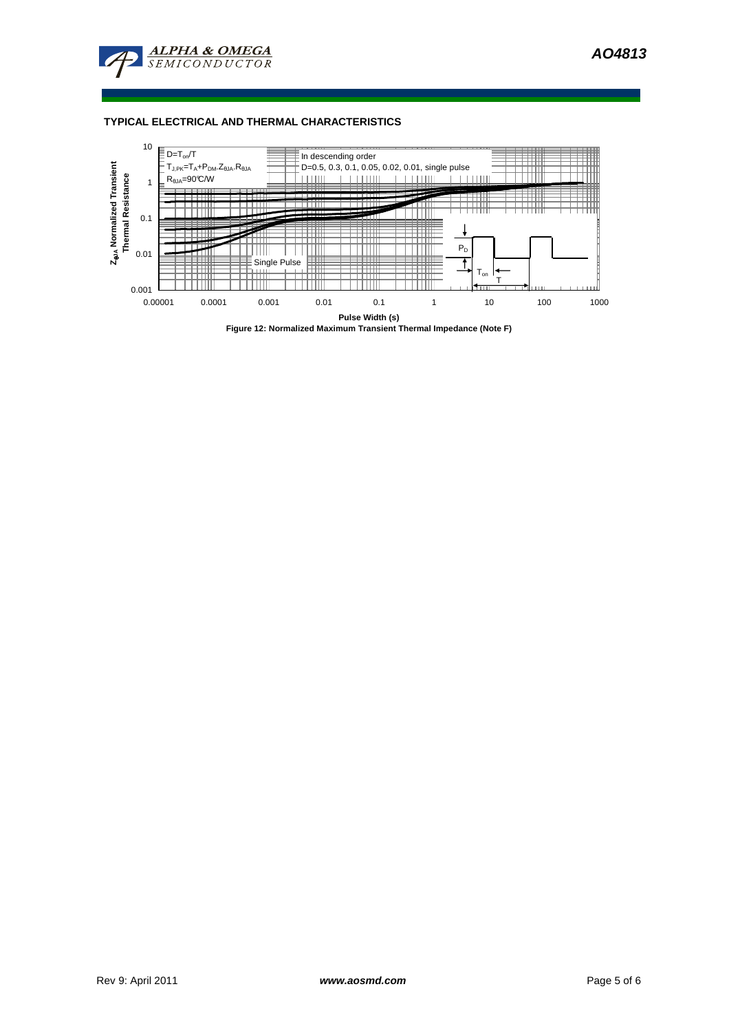## TYPICAL ELECTRICAL AND THERMAL CHARACTERISTICS

$D=T_{on}/T$

$T_{J,PK}=T_A+P_{DM}.Z_{\theta JA}.R_{\theta JA}$

$R_{\theta JA}=90°C/W$

In descending order

D=0.5, 0.3, 0.1, 0.05, 0.02, 0.01, single pulse

Single Pulse

$P_D$

$T_{on}$

T

Pulse Width (s)

$Z_{\theta JA}$ Normalized Transient Thermal Resistance

**Figure 12: Normalized Maximum Transient Thermal Impedance (Note F)**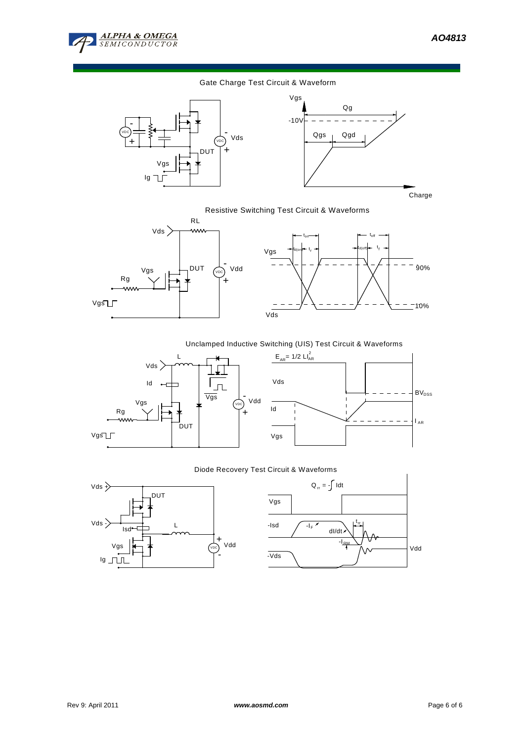## Gate Charge Test Circuit & Waveform

Vgs
Qg
-10V
Qgs
Qgd
Charge

VDC
Vds
DUT
Vgs
Ig

## Resistive Switching Test Circuit & Waveforms

RL
Vds
Vgs
DUT
Vdd
Rg
Vgs

$t_{on}$
$t_{d(on)}$
$t_r$
$t_{off}$
$t_{d(off)}$
$t_f$
Vgs
90%
10%
Vds

## Unclamped Inductive Switching (UIS) Test Circuit & Waveforms

L
Vds
Id
Vgs
Vgs
Rg
DUT
Vdd
Vgs

$E_{AR} = 1/2\ LI_{AR}^2$
Vds
Id
Vgs
$BV_{DSS}$
$I_{AR}$

## Diode Recovery Test Circuit & Waveforms

Vds +
DUT
Vds -
Isd
L
Vgs
Vdd
Ig

$Q_{rr} = -\int Idt$
Vgs
-Isd
$-I_F$
dI/dt
$t_{rr}$
$-I_{RM}$
-Vds
Vdd